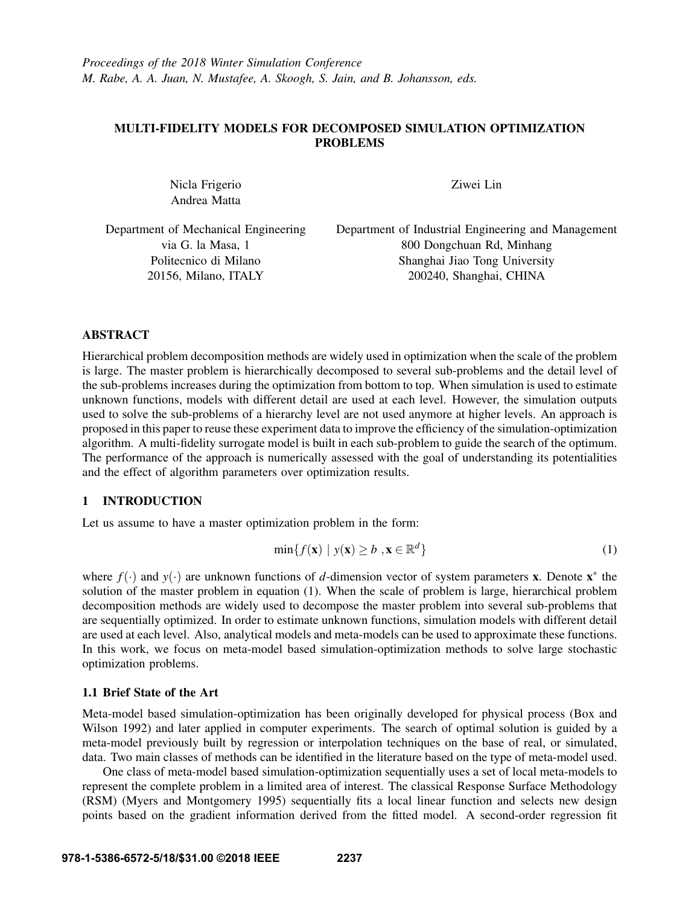*Proceedings of the 2018 Winter Simulation Conference*
*M. Rabe, A. A. Juan, N. Mustafee, A. Skoogh, S. Jain, and B. Johansson, eds.*

# MULTI-FIDELITY MODELS FOR DECOMPOSED SIMULATION OPTIMIZATION PROBLEMS

Nicla Frigerio
Andrea Matta

Department of Mechanical Engineering
via G. la Masa, 1
Politecnico di Milano
20156, Milano, ITALY

Ziwei Lin

Department of Industrial Engineering and Management
800 Dongchuan Rd, Minhang
Shanghai Jiao Tong University
200240, Shanghai, CHINA

## ABSTRACT

Hierarchical problem decomposition methods are widely used in optimization when the scale of the problem is large. The master problem is hierarchically decomposed to several sub-problems and the detail level of the sub-problems increases during the optimization from bottom to top. When simulation is used to estimate unknown functions, models with different detail are used at each level. However, the simulation outputs used to solve the sub-problems of a hierarchy level are not used anymore at higher levels. An approach is proposed in this paper to reuse these experiment data to improve the efficiency of the simulation-optimization algorithm. A multi-fidelity surrogate model is built in each sub-problem to guide the search of the optimum. The performance of the approach is numerically assessed with the goal of understanding its potentialities and the effect of algorithm parameters over optimization results.

## 1 INTRODUCTION

Let us assume to have a master optimization problem in the form:

$$\min\{f(\mathbf{x}) \mid y(\mathbf{x}) \geq b \ , \mathbf{x} \in \mathbb{R}^d\} \tag{1}$$

where $f(\cdot)$ and $y(\cdot)$ are unknown functions of $d$-dimension vector of system parameters $\mathbf{x}$. Denote $\mathbf{x}^*$ the solution of the master problem in equation (1). When the scale of problem is large, hierarchical problem decomposition methods are widely used to decompose the master problem into several sub-problems that are sequentially optimized. In order to estimate unknown functions, simulation models with different detail are used at each level. Also, analytical models and meta-models can be used to approximate these functions. In this work, we focus on meta-model based simulation-optimization methods to solve large stochastic optimization problems.

### 1.1 Brief State of the Art

Meta-model based simulation-optimization has been originally developed for physical process (Box and Wilson 1992) and later applied in computer experiments. The search of optimal solution is guided by a meta-model previously built by regression or interpolation techniques on the base of real, or simulated, data. Two main classes of methods can be identified in the literature based on the type of meta-model used.

One class of meta-model based simulation-optimization sequentially uses a set of local meta-models to represent the complete problem in a limited area of interest. The classical Response Surface Methodology (RSM) (Myers and Montgomery 1995) sequentially fits a local linear function and selects new design points based on the gradient information derived from the fitted model. A second-order regression fit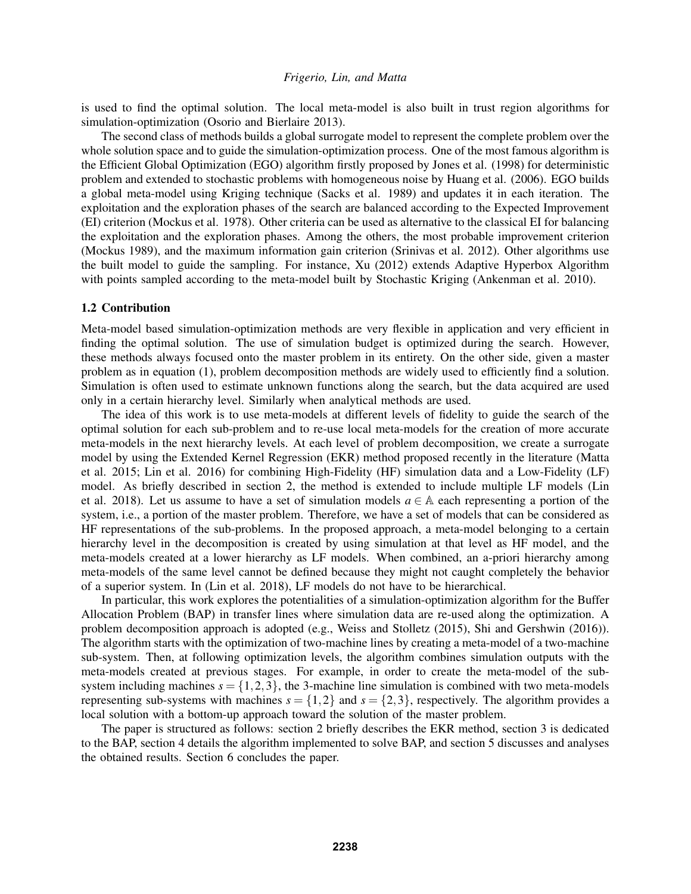is used to find the optimal solution. The local meta-model is also built in trust region algorithms for simulation-optimization (Osorio and Bierlaire 2013).

The second class of methods builds a global surrogate model to represent the complete problem over the whole solution space and to guide the simulation-optimization process. One of the most famous algorithm is the Efficient Global Optimization (EGO) algorithm firstly proposed by Jones et al. (1998) for deterministic problem and extended to stochastic problems with homogeneous noise by Huang et al. (2006). EGO builds a global meta-model using Kriging technique (Sacks et al. 1989) and updates it in each iteration. The exploitation and the exploration phases of the search are balanced according to the Expected Improvement (EI) criterion (Mockus et al. 1978). Other criteria can be used as alternative to the classical EI for balancing the exploitation and the exploration phases. Among the others, the most probable improvement criterion (Mockus 1989), and the maximum information gain criterion (Srinivas et al. 2012). Other algorithms use the built model to guide the sampling. For instance, Xu (2012) extends Adaptive Hyperbox Algorithm with points sampled according to the meta-model built by Stochastic Kriging (Ankenman et al. 2010).

### 1.2 Contribution

Meta-model based simulation-optimization methods are very flexible in application and very efficient in finding the optimal solution. The use of simulation budget is optimized during the search. However, these methods always focused onto the master problem in its entirety. On the other side, given a master problem as in equation (1), problem decomposition methods are widely used to efficiently find a solution. Simulation is often used to estimate unknown functions along the search, but the data acquired are used only in a certain hierarchy level. Similarly when analytical methods are used.

The idea of this work is to use meta-models at different levels of fidelity to guide the search of the optimal solution for each sub-problem and to re-use local meta-models for the creation of more accurate meta-models in the next hierarchy levels. At each level of problem decomposition, we create a surrogate model by using the Extended Kernel Regression (EKR) method proposed recently in the literature (Matta et al. 2015; Lin et al. 2016) for combining High-Fidelity (HF) simulation data and a Low-Fidelity (LF) model. As briefly described in section 2, the method is extended to include multiple LF models (Lin et al. 2018). Let us assume to have a set of simulation models $a \in \mathbb{A}$ each representing a portion of the system, i.e., a portion of the master problem. Therefore, we have a set of models that can be considered as HF representations of the sub-problems. In the proposed approach, a meta-model belonging to a certain hierarchy level in the decomposition is created by using simulation at that level as HF model, and the meta-models created at a lower hierarchy as LF models. When combined, an a-priori hierarchy among meta-models of the same level cannot be defined because they might not caught completely the behavior of a superior system. In (Lin et al. 2018), LF models do not have to be hierarchical.

In particular, this work explores the potentialities of a simulation-optimization algorithm for the Buffer Allocation Problem (BAP) in transfer lines where simulation data are re-used along the optimization. A problem decomposition approach is adopted (e.g., Weiss and Stolletz (2015), Shi and Gershwin (2016)). The algorithm starts with the optimization of two-machine lines by creating a meta-model of a two-machine sub-system. Then, at following optimization levels, the algorithm combines simulation outputs with the meta-models created at previous stages. For example, in order to create the meta-model of the sub-system including machines $s = \{1,2,3\}$, the 3-machine line simulation is combined with two meta-models representing sub-systems with machines $s = \{1,2\}$ and $s = \{2,3\}$, respectively. The algorithm provides a local solution with a bottom-up approach toward the solution of the master problem.

The paper is structured as follows: section 2 briefly describes the EKR method, section 3 is dedicated to the BAP, section 4 details the algorithm implemented to solve BAP, and section 5 discusses and analyses the obtained results. Section 6 concludes the paper.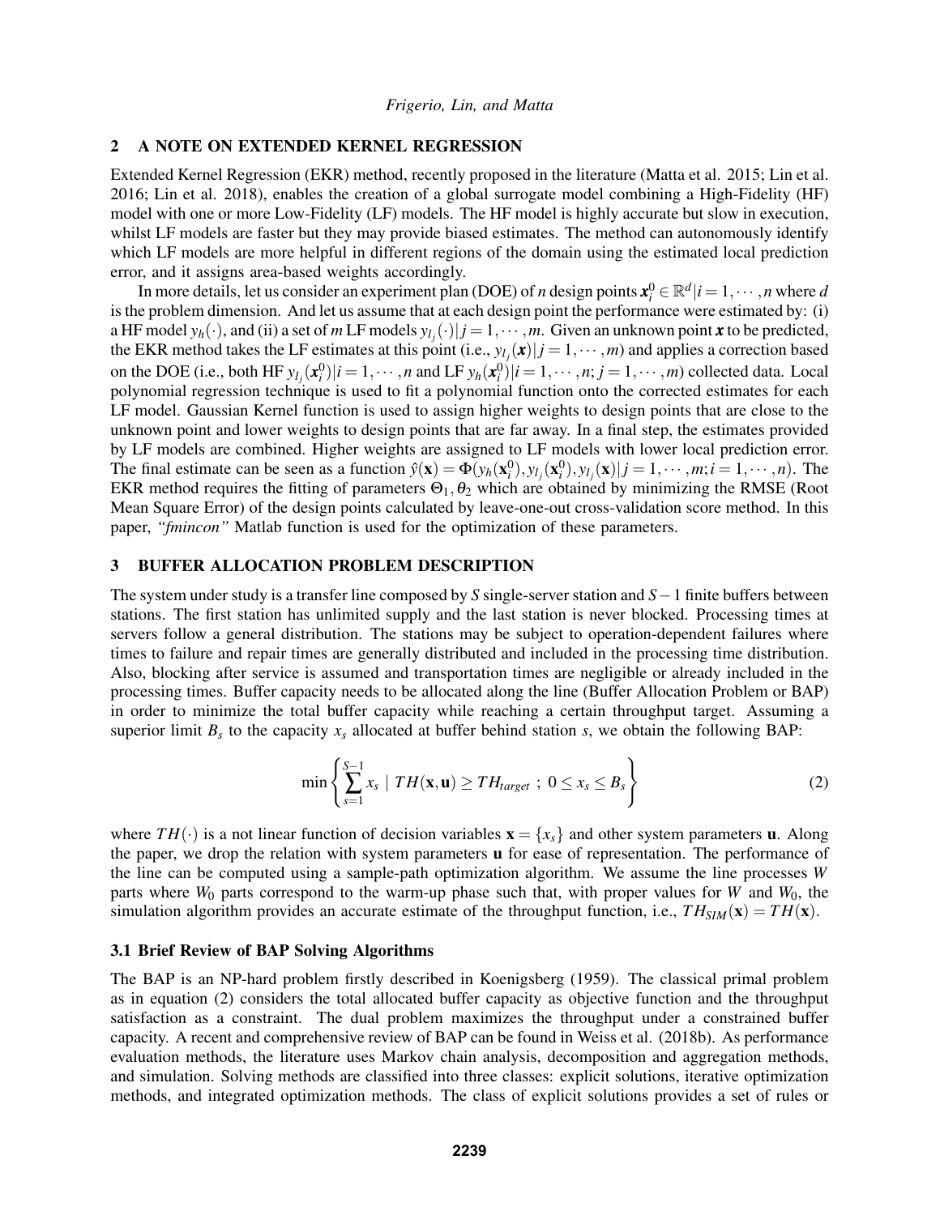## 2 A NOTE ON EXTENDED KERNEL REGRESSION

Extended Kernel Regression (EKR) method, recently proposed in the literature (Matta et al. 2015; Lin et al. 2016; Lin et al. 2018), enables the creation of a global surrogate model combining a High-Fidelity (HF) model with one or more Low-Fidelity (LF) models. The HF model is highly accurate but slow in execution, whilst LF models are faster but they may provide biased estimates. The method can autonomously identify which LF models are more helpful in different regions of the domain using the estimated local prediction error, and it assigns area-based weights accordingly.

In more details, let us consider an experiment plan (DOE) of $n$ design points $\boldsymbol{x}_i^0 \in \mathbb{R}^d | i = 1, \cdots, n$ where $d$ is the problem dimension. And let us assume that at each design point the performance were estimated by: (i) a HF model $y_h(\cdot)$, and (ii) a set of $m$ LF models $y_{l_j}(\cdot) | j = 1, \cdots, m$. Given an unknown point $\boldsymbol{x}$ to be predicted, the EKR method takes the LF estimates at this point (i.e., $y_{l_j}(\boldsymbol{x}) | j = 1, \cdots, m$) and applies a correction based on the DOE (i.e., both HF $y_{l_j}(\boldsymbol{x}_i^0) | i = 1, \cdots, n$ and LF $y_h(\boldsymbol{x}_i^0) | i = 1, \cdots, n; j = 1, \cdots, m$) collected data. Local polynomial regression technique is used to fit a polynomial function onto the corrected estimates for each LF model. Gaussian Kernel function is used to assign higher weights to design points that are close to the unknown point and lower weights to design points that are far away. In a final step, the estimates provided by LF models are combined. Higher weights are assigned to LF models with lower local prediction error. The final estimate can be seen as a function $\hat{y}(\mathbf{x}) = \Phi(y_h(\mathbf{x}_i^0), y_{l_j}(\mathbf{x}_i^0), y_{l_j}(\mathbf{x}) | j = 1, \cdots, m; i = 1, \cdots, n)$. The EKR method requires the fitting of parameters $\Theta_1, \theta_2$ which are obtained by minimizing the RMSE (Root Mean Square Error) of the design points calculated by leave-one-out cross-validation score method. In this paper, *"fmincon"* Matlab function is used for the optimization of these parameters.

## 3 BUFFER ALLOCATION PROBLEM DESCRIPTION

The system under study is a transfer line composed by $S$ single-server station and $S-1$ finite buffers between stations. The first station has unlimited supply and the last station is never blocked. Processing times at servers follow a general distribution. The stations may be subject to operation-dependent failures where times to failure and repair times are generally distributed and included in the processing time distribution. Also, blocking after service is assumed and transportation times are negligible or already included in the processing times. Buffer capacity needs to be allocated along the line (Buffer Allocation Problem or BAP) in order to minimize the total buffer capacity while reaching a certain throughput target. Assuming a superior limit $B_s$ to the capacity $x_s$ allocated at buffer behind station $s$, we obtain the following BAP:

$$\min \left\{ \sum_{s=1}^{S-1} x_s \mid TH(\mathbf{x}, \mathbf{u}) \geq TH_{target} \ ; \ 0 \leq x_s \leq B_s \right\} \tag{2}$$

where $TH(\cdot)$ is a not linear function of decision variables $\mathbf{x} = \{x_s\}$ and other system parameters $\mathbf{u}$. Along the paper, we drop the relation with system parameters $\mathbf{u}$ for ease of representation. The performance of the line can be computed using a sample-path optimization algorithm. We assume the line processes $W$ parts where $W_0$ parts correspond to the warm-up phase such that, with proper values for $W$ and $W_0$, the simulation algorithm provides an accurate estimate of the throughput function, i.e., $TH_{SIM}(\mathbf{x}) = TH(\mathbf{x})$.

### 3.1 Brief Review of BAP Solving Algorithms

The BAP is an NP-hard problem firstly described in Koenigsberg (1959). The classical primal problem as in equation (2) considers the total allocated buffer capacity as objective function and the throughput satisfaction as a constraint. The dual problem maximizes the throughput under a constrained buffer capacity. A recent and comprehensive review of BAP can be found in Weiss et al. (2018b). As performance evaluation methods, the literature uses Markov chain analysis, decomposition and aggregation methods, and simulation. Solving methods are classified into three classes: explicit solutions, iterative optimization methods, and integrated optimization methods. The class of explicit solutions provides a set of rules or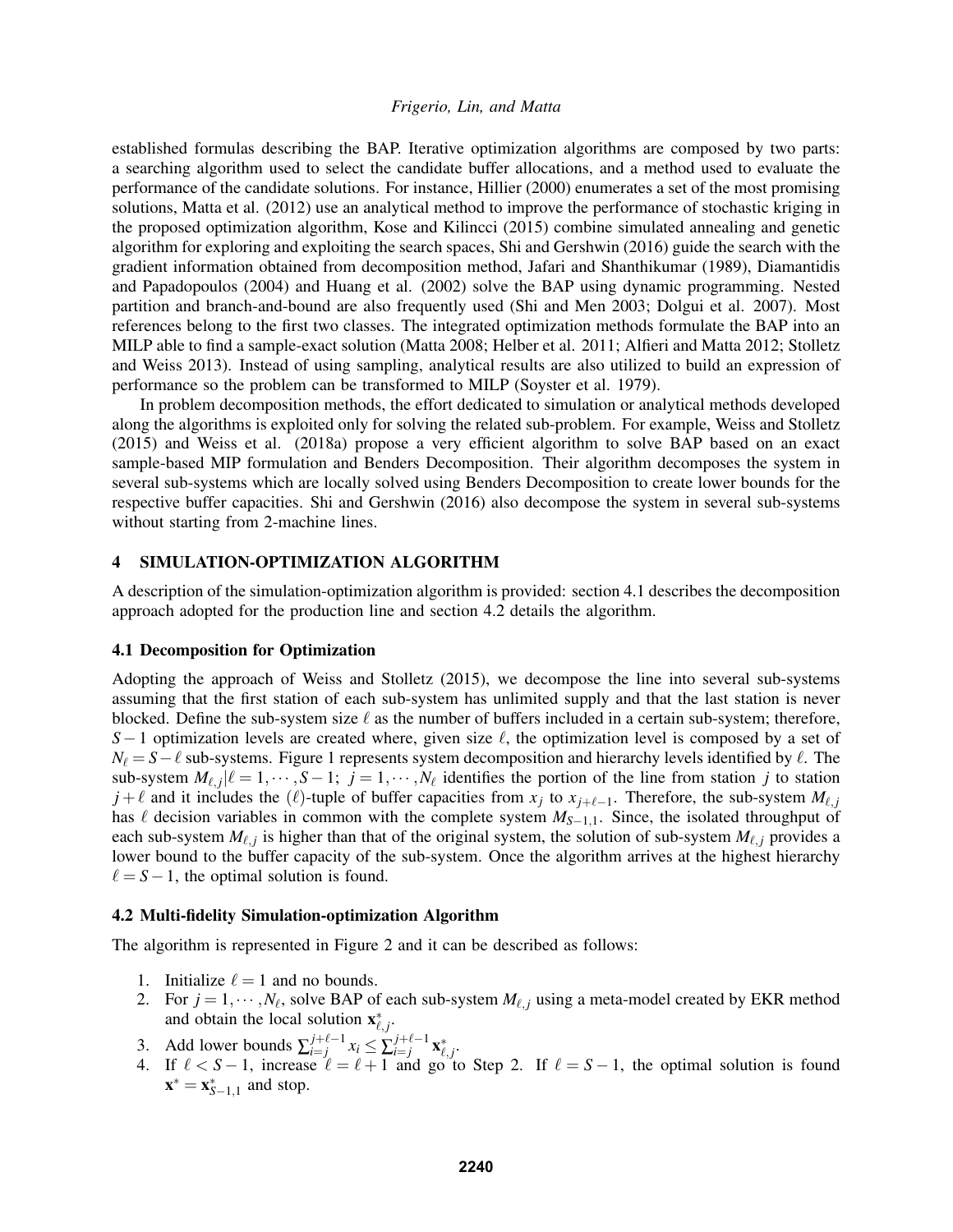established formulas describing the BAP. Iterative optimization algorithms are composed by two parts: a searching algorithm used to select the candidate buffer allocations, and a method used to evaluate the performance of the candidate solutions. For instance, Hillier (2000) enumerates a set of the most promising solutions, Matta et al. (2012) use an analytical method to improve the performance of stochastic kriging in the proposed optimization algorithm, Kose and Kilincci (2015) combine simulated annealing and genetic algorithm for exploring and exploiting the search spaces, Shi and Gershwin (2016) guide the search with the gradient information obtained from decomposition method, Jafari and Shanthikumar (1989), Diamantidis and Papadopoulos (2004) and Huang et al. (2002) solve the BAP using dynamic programming. Nested partition and branch-and-bound are also frequently used (Shi and Men 2003; Dolgui et al. 2007). Most references belong to the first two classes. The integrated optimization methods formulate the BAP into an MILP able to find a sample-exact solution (Matta 2008; Helber et al. 2011; Alfieri and Matta 2012; Stolletz and Weiss 2013). Instead of using sampling, analytical results are also utilized to build an expression of performance so the problem can be transformed to MILP (Soyster et al. 1979).

In problem decomposition methods, the effort dedicated to simulation or analytical methods developed along the algorithms is exploited only for solving the related sub-problem. For example, Weiss and Stolletz (2015) and Weiss et al. (2018a) propose a very efficient algorithm to solve BAP based on an exact sample-based MIP formulation and Benders Decomposition. Their algorithm decomposes the system in several sub-systems which are locally solved using Benders Decomposition to create lower bounds for the respective buffer capacities. Shi and Gershwin (2016) also decompose the system in several sub-systems without starting from 2-machine lines.

## 4 SIMULATION-OPTIMIZATION ALGORITHM

A description of the simulation-optimization algorithm is provided: section 4.1 describes the decomposition approach adopted for the production line and section 4.2 details the algorithm.

### 4.1 Decomposition for Optimization

Adopting the approach of Weiss and Stolletz (2015), we decompose the line into several sub-systems assuming that the first station of each sub-system has unlimited supply and that the last station is never blocked. Define the sub-system size $\ell$ as the number of buffers included in a certain sub-system; therefore, $S-1$ optimization levels are created where, given size $\ell$, the optimization level is composed by a set of $N_\ell = S-\ell$ sub-systems. Figure 1 represents system decomposition and hierarchy levels identified by $\ell$. The sub-system $M_{\ell,j}|\ell = 1,\cdots,S-1;\ j = 1,\cdots,N_\ell$ identifies the portion of the line from station $j$ to station $j+\ell$ and it includes the $(\ell)$-tuple of buffer capacities from $x_j$ to $x_{j+\ell-1}$. Therefore, the sub-system $M_{\ell,j}$ has $\ell$ decision variables in common with the complete system $M_{S-1,1}$. Since, the isolated throughput of each sub-system $M_{\ell,j}$ is higher than that of the original system, the solution of sub-system $M_{\ell,j}$ provides a lower bound to the buffer capacity of the sub-system. Once the algorithm arrives at the highest hierarchy $\ell = S-1$, the optimal solution is found.

### 4.2 Multi-fidelity Simulation-optimization Algorithm

The algorithm is represented in Figure 2 and it can be described as follows:

1. Initialize $\ell = 1$ and no bounds.
2. For $j = 1,\cdots,N_\ell$, solve BAP of each sub-system $M_{\ell,j}$ using a meta-model created by EKR method and obtain the local solution $\mathbf{x}^*_{\ell,j}$.
3. Add lower bounds $\sum_{i=j}^{j+\ell-1} x_i \leq \sum_{i=j}^{j+\ell-1} \mathbf{x}^*_{\ell,j}$.
4. If $\ell < S-1$, increase $\ell = \ell+1$ and go to Step 2. If $\ell = S-1$, the optimal solution is found $\mathbf{x}^* = \mathbf{x}^*_{S-1,1}$ and stop.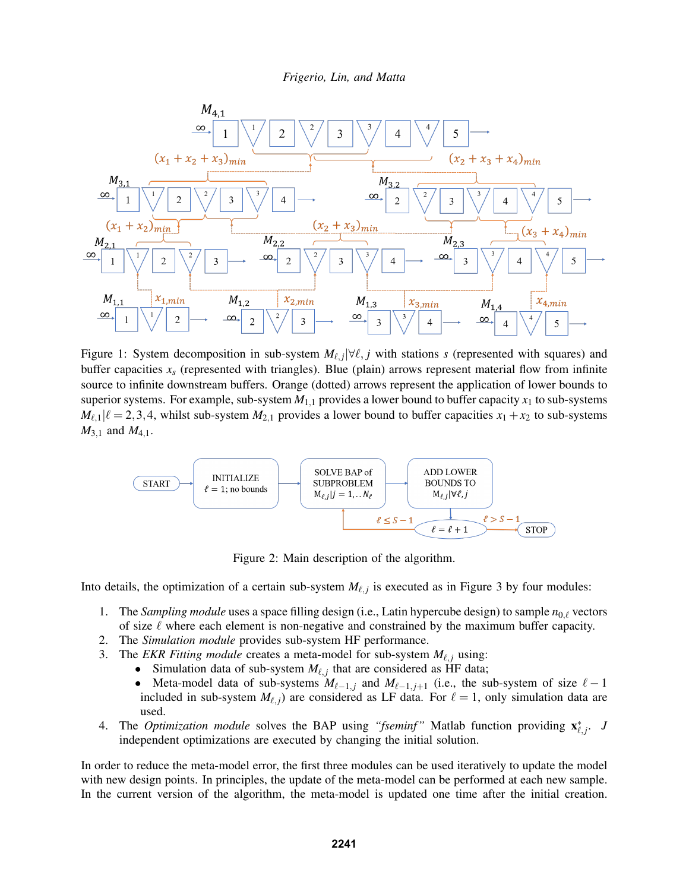Figure 1: System decomposition in sub-system $M_{\ell,j}|\forall \ell, j$ with stations $s$ (represented with squares) and buffer capacities $x_s$ (represented with triangles). Blue (plain) arrows represent material flow from infinite source to infinite downstream buffers. Orange (dotted) arrows represent the application of lower bounds to superior systems. For example, sub-system $M_{1,1}$ provides a lower bound to buffer capacity $x_1$ to sub-systems $M_{\ell,1}|\ell = 2,3,4$, whilst sub-system $M_{2,1}$ provides a lower bound to buffer capacities $x_1 + x_2$ to sub-systems $M_{3,1}$ and $M_{4,1}$.

Figure 2: Main description of the algorithm.

Into details, the optimization of a certain sub-system $M_{\ell,j}$ is executed as in Figure 3 by four modules:

1. The *Sampling module* uses a space filling design (i.e., Latin hypercube design) to sample $n_{0,\ell}$ vectors of size $\ell$ where each element is non-negative and constrained by the maximum buffer capacity.
2. The *Simulation module* provides sub-system HF performance.
3. The *EKR Fitting module* creates a meta-model for sub-system $M_{\ell,j}$ using:
   - Simulation data of sub-system $M_{\ell,j}$ that are considered as HF data;
   - Meta-model data of sub-systems $M_{\ell-1,j}$ and $M_{\ell-1,j+1}$ (i.e., the sub-system of size $\ell - 1$ included in sub-system $M_{\ell,j}$) are considered as LF data. For $\ell = 1$, only simulation data are used.
4. The *Optimization module* solves the BAP using *"fseminf"* Matlab function providing $\mathbf{x}^*_{\ell,j}$. $J$ independent optimizations are executed by changing the initial solution.

In order to reduce the meta-model error, the first three modules can be used iteratively to update the model with new design points. In principles, the update of the meta-model can be performed at each new sample. In the current version of the algorithm, the meta-model is updated one time after the initial creation.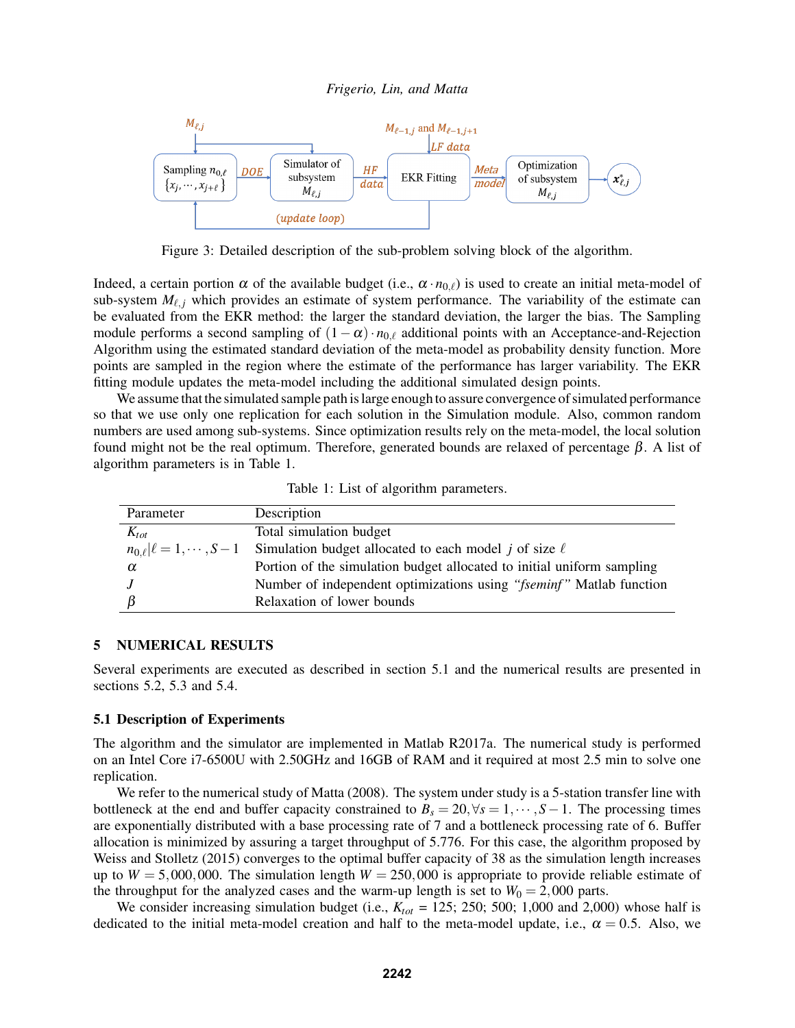Figure 3: Detailed description of the sub-problem solving block of the algorithm.

Indeed, a certain portion $\alpha$ of the available budget (i.e., $\alpha \cdot n_{0,\ell}$) is used to create an initial meta-model of sub-system $M_{\ell,j}$ which provides an estimate of system performance. The variability of the estimate can be evaluated from the EKR method: the larger the standard deviation, the larger the bias. The Sampling module performs a second sampling of $(1-\alpha) \cdot n_{0,\ell}$ additional points with an Acceptance-and-Rejection Algorithm using the estimated standard deviation of the meta-model as probability density function. More points are sampled in the region where the estimate of the performance has larger variability. The EKR fitting module updates the meta-model including the additional simulated design points.

We assume that the simulated sample path is large enough to assure convergence of simulated performance so that we use only one replication for each solution in the Simulation module. Also, common random numbers are used among sub-systems. Since optimization results rely on the meta-model, the local solution found might not be the real optimum. Therefore, generated bounds are relaxed of percentage $\beta$. A list of algorithm parameters is in Table 1.

Table 1: List of algorithm parameters.

| Parameter | Description |
|---|---|
| $K_{tot}$ | Total simulation budget |
| $n_{0,\ell} \mid \ell = 1, \cdots, S-1$ | Simulation budget allocated to each model $j$ of size $\ell$ |
| $\alpha$ | Portion of the simulation budget allocated to initial uniform sampling |
| $J$ | Number of independent optimizations using *"fseminf"* Matlab function |
| $\beta$ | Relaxation of lower bounds |

## 5 NUMERICAL RESULTS

Several experiments are executed as described in section 5.1 and the numerical results are presented in sections 5.2, 5.3 and 5.4.

### 5.1 Description of Experiments

The algorithm and the simulator are implemented in Matlab R2017a. The numerical study is performed on an Intel Core i7-6500U with 2.50GHz and 16GB of RAM and it required at most 2.5 min to solve one replication.

We refer to the numerical study of Matta (2008). The system under study is a 5-station transfer line with bottleneck at the end and buffer capacity constrained to $B_s = 20, \forall s = 1, \cdots, S-1$. The processing times are exponentially distributed with a base processing rate of 7 and a bottleneck processing rate of 6. Buffer allocation is minimized by assuring a target throughput of 5.776. For this case, the algorithm proposed by Weiss and Stolletz (2015) converges to the optimal buffer capacity of 38 as the simulation length increases up to $W = 5,000,000$. The simulation length $W = 250,000$ is appropriate to provide reliable estimate of the throughput for the analyzed cases and the warm-up length is set to $W_0 = 2,000$ parts.

We consider increasing simulation budget (i.e., $K_{tot}$ = 125; 250; 500; 1,000 and 2,000) whose half is dedicated to the initial meta-model creation and half to the meta-model update, i.e., $\alpha = 0.5$. Also, we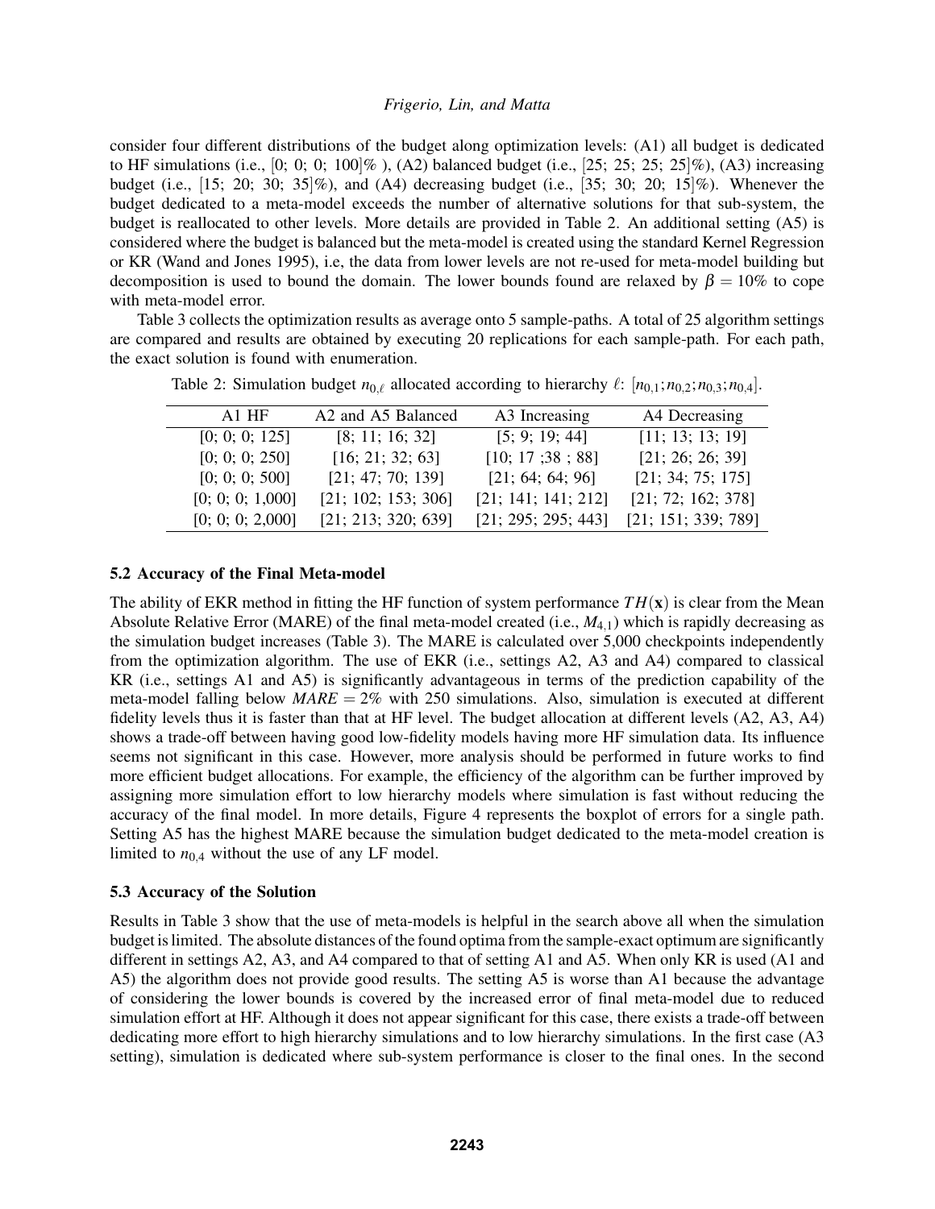consider four different distributions of the budget along optimization levels: (A1) all budget is dedicated to HF simulations (i.e., [0; 0; 0; 100]% ), (A2) balanced budget (i.e., [25; 25; 25; 25]%), (A3) increasing budget (i.e., [15; 20; 30; 35]%), and (A4) decreasing budget (i.e., [35; 30; 20; 15]%). Whenever the budget dedicated to a meta-model exceeds the number of alternative solutions for that sub-system, the budget is reallocated to other levels. More details are provided in Table 2. An additional setting (A5) is considered where the budget is balanced but the meta-model is created using the standard Kernel Regression or KR (Wand and Jones 1995), i.e, the data from lower levels are not re-used for meta-model building but decomposition is used to bound the domain. The lower bounds found are relaxed by $\beta = 10\%$ to cope with meta-model error.

Table 3 collects the optimization results as average onto 5 sample-paths. A total of 25 algorithm settings are compared and results are obtained by executing 20 replications for each sample-path. For each path, the exact solution is found with enumeration.

Table 2: Simulation budget $n_{0,\ell}$ allocated according to hierarchy $\ell$: $[n_{0,1}; n_{0,2}; n_{0,3}; n_{0,4}]$.

| A1 HF | A2 and A5 Balanced | A3 Increasing | A4 Decreasing |
|---|---|---|---|
| [0; 0; 0; 125] | [8; 11; 16; 32] | [5; 9; 19; 44] | [11; 13; 13; 19] |
| [0; 0; 0; 250] | [16; 21; 32; 63] | [10; 17 ;38 ; 88] | [21; 26; 26; 39] |
| [0; 0; 0; 500] | [21; 47; 70; 139] | [21; 64; 64; 96] | [21; 34; 75; 175] |
| [0; 0; 0; 1,000] | [21; 102; 153; 306] | [21; 141; 141; 212] | [21; 72; 162; 378] |
| [0; 0; 0; 2,000] | [21; 213; 320; 639] | [21; 295; 295; 443] | [21; 151; 339; 789] |

### 5.2 Accuracy of the Final Meta-model

The ability of EKR method in fitting the HF function of system performance $TH(\mathbf{x})$ is clear from the Mean Absolute Relative Error (MARE) of the final meta-model created (i.e., $M_{4,1}$) which is rapidly decreasing as the simulation budget increases (Table 3). The MARE is calculated over 5,000 checkpoints independently from the optimization algorithm. The use of EKR (i.e., settings A2, A3 and A4) compared to classical KR (i.e., settings A1 and A5) is significantly advantageous in terms of the prediction capability of the meta-model falling below $MARE = 2\%$ with 250 simulations. Also, simulation is executed at different fidelity levels thus it is faster than that at HF level. The budget allocation at different levels (A2, A3, A4) shows a trade-off between having good low-fidelity models having more HF simulation data. Its influence seems not significant in this case. However, more analysis should be performed in future works to find more efficient budget allocations. For example, the efficiency of the algorithm can be further improved by assigning more simulation effort to low hierarchy models where simulation is fast without reducing the accuracy of the final model. In more details, Figure 4 represents the boxplot of errors for a single path. Setting A5 has the highest MARE because the simulation budget dedicated to the meta-model creation is limited to $n_{0,4}$ without the use of any LF model.

### 5.3 Accuracy of the Solution

Results in Table 3 show that the use of meta-models is helpful in the search above all when the simulation budget is limited. The absolute distances of the found optima from the sample-exact optimum are significantly different in settings A2, A3, and A4 compared to that of setting A1 and A5. When only KR is used (A1 and A5) the algorithm does not provide good results. The setting A5 is worse than A1 because the advantage of considering the lower bounds is covered by the increased error of final meta-model due to reduced simulation effort at HF. Although it does not appear significant for this case, there exists a trade-off between dedicating more effort to high hierarchy simulations and to low hierarchy simulations. In the first case (A3 setting), simulation is dedicated where sub-system performance is closer to the final ones. In the second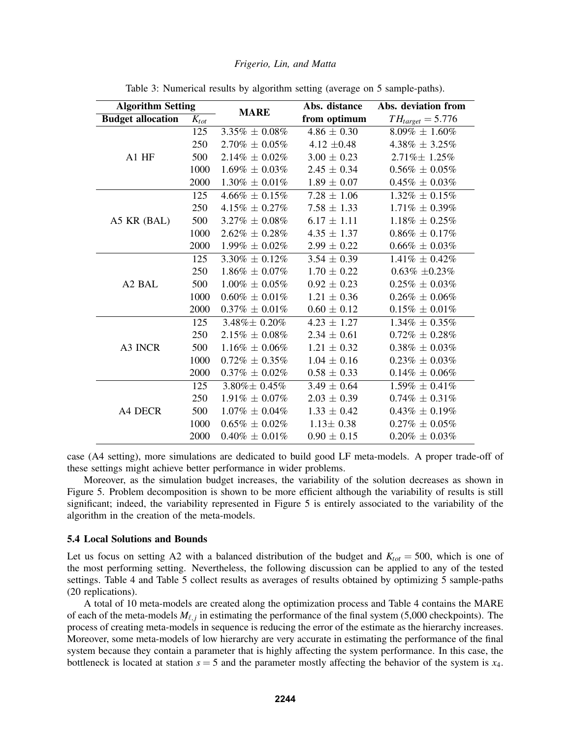Table 3: Numerical results by algorithm setting (average on 5 sample-paths).

| Algorithm Setting | | MARE | Abs. distance | Abs. deviation from |
|---|---|---|---|---|
| Budget allocation | $K_{tot}$ | | from optimum | $TH_{target} = 5.776$ |
| A1 HF | 125 | $3.35\% \pm 0.08\%$ | $4.86 \pm 0.30$ | $8.09\% \pm 1.60\%$ |
| | 250 | $2.70\% \pm 0.05\%$ | $4.12 \pm 0.48$ | $4.38\% \pm 3.25\%$ |
| | 500 | $2.14\% \pm 0.02\%$ | $3.00 \pm 0.23$ | $2.71\% \pm 1.25\%$ |
| | 1000 | $1.69\% \pm 0.03\%$ | $2.45 \pm 0.34$ | $0.56\% \pm 0.05\%$ |
| | 2000 | $1.30\% \pm 0.01\%$ | $1.89 \pm 0.07$ | $0.45\% \pm 0.03\%$ |
| A5 KR (BAL) | 125 | $4.66\% \pm 0.15\%$ | $7.28 \pm 1.06$ | $1.32\% \pm 0.15\%$ |
| | 250 | $4.15\% \pm 0.27\%$ | $7.58 \pm 1.33$ | $1.71\% \pm 0.39\%$ |
| | 500 | $3.27\% \pm 0.08\%$ | $6.17 \pm 1.11$ | $1.18\% \pm 0.25\%$ |
| | 1000 | $2.62\% \pm 0.28\%$ | $4.35 \pm 1.37$ | $0.86\% \pm 0.17\%$ |
| | 2000 | $1.99\% \pm 0.02\%$ | $2.99 \pm 0.22$ | $0.66\% \pm 0.03\%$ |
| A2 BAL | 125 | $3.30\% \pm 0.12\%$ | $3.54 \pm 0.39$ | $1.41\% \pm 0.42\%$ |
| | 250 | $1.86\% \pm 0.07\%$ | $1.70 \pm 0.22$ | $0.63\% \pm 0.23\%$ |
| | 500 | $1.00\% \pm 0.05\%$ | $0.92 \pm 0.23$ | $0.25\% \pm 0.03\%$ |
| | 1000 | $0.60\% \pm 0.01\%$ | $1.21 \pm 0.36$ | $0.26\% \pm 0.06\%$ |
| | 2000 | $0.37\% \pm 0.01\%$ | $0.60 \pm 0.12$ | $0.15\% \pm 0.01\%$ |
| A3 INCR | 125 | $3.48\% \pm 0.20\%$ | $4.23 \pm 1.27$ | $1.34\% \pm 0.35\%$ |
| | 250 | $2.15\% \pm 0.08\%$ | $2.34 \pm 0.61$ | $0.72\% \pm 0.28\%$ |
| | 500 | $1.16\% \pm 0.06\%$ | $1.21 \pm 0.32$ | $0.38\% \pm 0.03\%$ |
| | 1000 | $0.72\% \pm 0.35\%$ | $1.04 \pm 0.16$ | $0.23\% \pm 0.03\%$ |
| | 2000 | $0.37\% \pm 0.02\%$ | $0.58 \pm 0.33$ | $0.14\% \pm 0.06\%$ |
| A4 DECR | 125 | $3.80\% \pm 0.45\%$ | $3.49 \pm 0.64$ | $1.59\% \pm 0.41\%$ |
| | 250 | $1.91\% \pm 0.07\%$ | $2.03 \pm 0.39$ | $0.74\% \pm 0.31\%$ |
| | 500 | $1.07\% \pm 0.04\%$ | $1.33 \pm 0.42$ | $0.43\% \pm 0.19\%$ |
| | 1000 | $0.65\% \pm 0.02\%$ | $1.13 \pm 0.38$ | $0.27\% \pm 0.05\%$ |
| | 2000 | $0.40\% \pm 0.01\%$ | $0.90 \pm 0.15$ | $0.20\% \pm 0.03\%$ |

case (A4 setting), more simulations are dedicated to build good LF meta-models. A proper trade-off of these settings might achieve better performance in wider problems.

Moreover, as the simulation budget increases, the variability of the solution decreases as shown in Figure 5. Problem decomposition is shown to be more efficient although the variability of results is still significant; indeed, the variability represented in Figure 5 is entirely associated to the variability of the algorithm in the creation of the meta-models.

### 5.4 Local Solutions and Bounds

Let us focus on setting A2 with a balanced distribution of the budget and $K_{tot} = 500$, which is one of the most performing setting. Nevertheless, the following discussion can be applied to any of the tested settings. Table 4 and Table 5 collect results as averages of results obtained by optimizing 5 sample-paths (20 replications).

A total of 10 meta-models are created along the optimization process and Table 4 contains the MARE of each of the meta-models $M_{\ell,j}$ in estimating the performance of the final system (5,000 checkpoints). The process of creating meta-models in sequence is reducing the error of the estimate as the hierarchy increases. Moreover, some meta-models of low hierarchy are very accurate in estimating the performance of the final system because they contain a parameter that is highly affecting the system performance. In this case, the bottleneck is located at station $s = 5$ and the parameter mostly affecting the behavior of the system is $x_4$.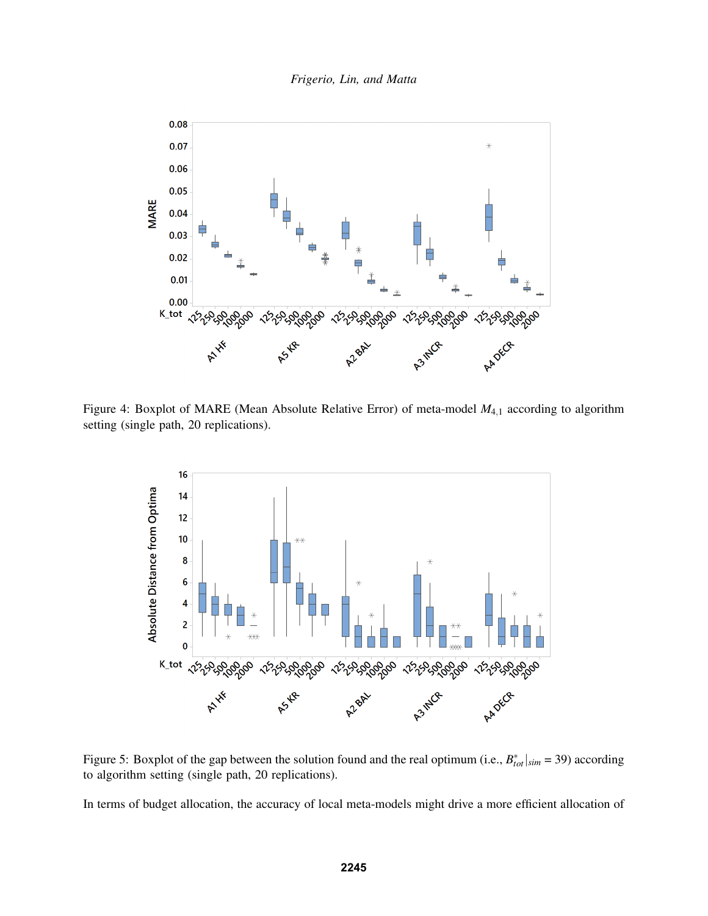Figure 4: Boxplot of MARE (Mean Absolute Relative Error) of meta-model $M_{4,1}$ according to algorithm setting (single path, 20 replications).

Figure 5: Boxplot of the gap between the solution found and the real optimum (i.e., $B^*_{tot}|_{sim} = 39$) according to algorithm setting (single path, 20 replications).

In terms of budget allocation, the accuracy of local meta-models might drive a more efficient allocation of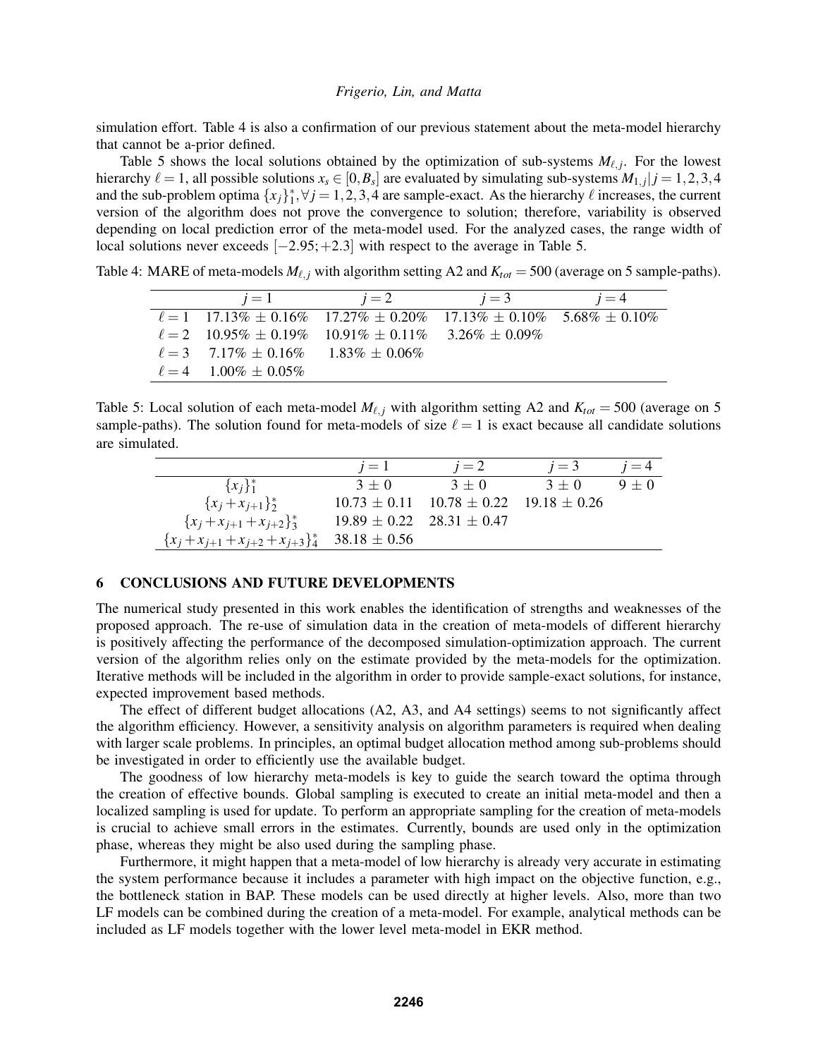simulation effort. Table 4 is also a confirmation of our previous statement about the meta-model hierarchy that cannot be a-prior defined.

Table 5 shows the local solutions obtained by the optimization of sub-systems $M_{\ell,j}$. For the lowest hierarchy $\ell = 1$, all possible solutions $x_s \in [0, B_s]$ are evaluated by simulating sub-systems $M_{1,j}|j = 1,2,3,4$ and the sub-problem optima $\{x_j\}_1^*, \forall j = 1,2,3,4$ are sample-exact. As the hierarchy $\ell$ increases, the current version of the algorithm does not prove the convergence to solution; therefore, variability is observed depending on local prediction error of the meta-model used. For the analyzed cases, the range width of local solutions never exceeds $[-2.95; +2.3]$ with respect to the average in Table 5.

Table 4: MARE of meta-models $M_{\ell,j}$ with algorithm setting A2 and $K_{tot} = 500$ (average on 5 sample-paths).

| | $j=1$ | $j=2$ | $j=3$ | $j=4$ |
|---|---|---|---|---|
| $\ell=1$ | 17.13% ± 0.16% | 17.27% ± 0.20% | 17.13% ± 0.10% | 5.68% ± 0.10% |
| $\ell=2$ | 10.95% ± 0.19% | 10.91% ± 0.11% | 3.26% ± 0.09% | |
| $\ell=3$ | 7.17% ± 0.16% | 1.83% ± 0.06% | | |
| $\ell=4$ | 1.00% ± 0.05% | | | |

Table 5: Local solution of each meta-model $M_{\ell,j}$ with algorithm setting A2 and $K_{tot} = 500$ (average on 5 sample-paths). The solution found for meta-models of size $\ell = 1$ is exact because all candidate solutions are simulated.

| | $j=1$ | $j=2$ | $j=3$ | $j=4$ |
|---|---|---|---|---|
| $\{x_j\}_1^*$ | 3 ± 0 | 3 ± 0 | 3 ± 0 | 9 ± 0 |
| $\{x_j + x_{j+1}\}_2^*$ | 10.73 ± 0.11 | 10.78 ± 0.22 | 19.18 ± 0.26 | |
| $\{x_j + x_{j+1} + x_{j+2}\}_3^*$ | 19.89 ± 0.22 | 28.31 ± 0.47 | | |
| $\{x_j + x_{j+1} + x_{j+2} + x_{j+3}\}_4^*$ | 38.18 ± 0.56 | | | |

## 6 CONCLUSIONS AND FUTURE DEVELOPMENTS

The numerical study presented in this work enables the identification of strengths and weaknesses of the proposed approach. The re-use of simulation data in the creation of meta-models of different hierarchy is positively affecting the performance of the decomposed simulation-optimization approach. The current version of the algorithm relies only on the estimate provided by the meta-models for the optimization. Iterative methods will be included in the algorithm in order to provide sample-exact solutions, for instance, expected improvement based methods.

The effect of different budget allocations (A2, A3, and A4 settings) seems to not significantly affect the algorithm efficiency. However, a sensitivity analysis on algorithm parameters is required when dealing with larger scale problems. In principles, an optimal budget allocation method among sub-problems should be investigated in order to efficiently use the available budget.

The goodness of low hierarchy meta-models is key to guide the search toward the optima through the creation of effective bounds. Global sampling is executed to create an initial meta-model and then a localized sampling is used for update. To perform an appropriate sampling for the creation of meta-models is crucial to achieve small errors in the estimates. Currently, bounds are used only in the optimization phase, whereas they might be also used during the sampling phase.

Furthermore, it might happen that a meta-model of low hierarchy is already very accurate in estimating the system performance because it includes a parameter with high impact on the objective function, e.g., the bottleneck station in BAP. These models can be used directly at higher levels. Also, more than two LF models can be combined during the creation of a meta-model. For example, analytical methods can be included as LF models together with the lower level meta-model in EKR method.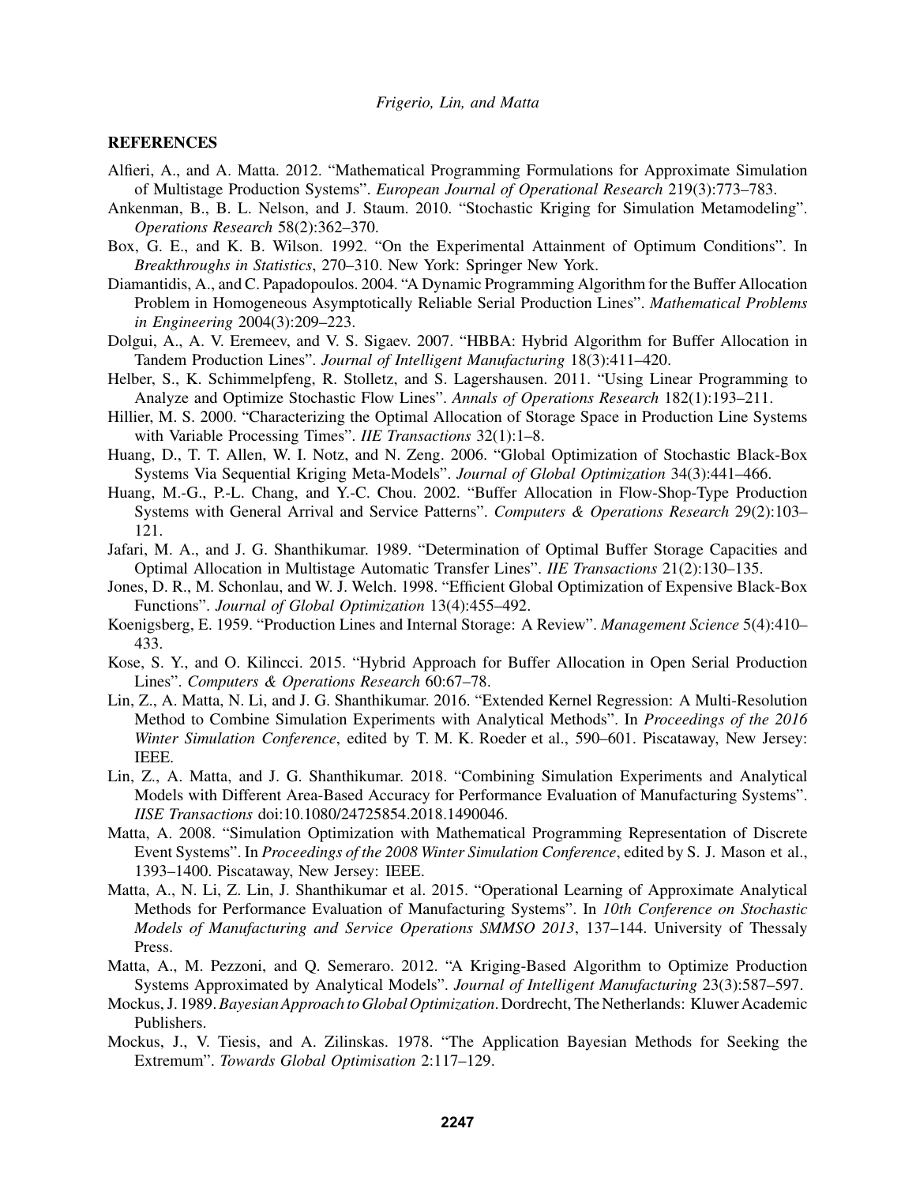## REFERENCES

Alfieri, A., and A. Matta. 2012. "Mathematical Programming Formulations for Approximate Simulation of Multistage Production Systems". *European Journal of Operational Research* 219(3):773–783.

Ankenman, B., B. L. Nelson, and J. Staum. 2010. "Stochastic Kriging for Simulation Metamodeling". *Operations Research* 58(2):362–370.

Box, G. E., and K. B. Wilson. 1992. "On the Experimental Attainment of Optimum Conditions". In *Breakthroughs in Statistics*, 270–310. New York: Springer New York.

Diamantidis, A., and C. Papadopoulos. 2004. "A Dynamic Programming Algorithm for the Buffer Allocation Problem in Homogeneous Asymptotically Reliable Serial Production Lines". *Mathematical Problems in Engineering* 2004(3):209–223.

Dolgui, A., A. V. Eremeev, and V. S. Sigaev. 2007. "HBBA: Hybrid Algorithm for Buffer Allocation in Tandem Production Lines". *Journal of Intelligent Manufacturing* 18(3):411–420.

Helber, S., K. Schimmelpfeng, R. Stolletz, and S. Lagershausen. 2011. "Using Linear Programming to Analyze and Optimize Stochastic Flow Lines". *Annals of Operations Research* 182(1):193–211.

Hillier, M. S. 2000. "Characterizing the Optimal Allocation of Storage Space in Production Line Systems with Variable Processing Times". *IIE Transactions* 32(1):1–8.

Huang, D., T. T. Allen, W. I. Notz, and N. Zeng. 2006. "Global Optimization of Stochastic Black-Box Systems Via Sequential Kriging Meta-Models". *Journal of Global Optimization* 34(3):441–466.

Huang, M.-G., P.-L. Chang, and Y.-C. Chou. 2002. "Buffer Allocation in Flow-Shop-Type Production Systems with General Arrival and Service Patterns". *Computers & Operations Research* 29(2):103–121.

Jafari, M. A., and J. G. Shanthikumar. 1989. "Determination of Optimal Buffer Storage Capacities and Optimal Allocation in Multistage Automatic Transfer Lines". *IIE Transactions* 21(2):130–135.

Jones, D. R., M. Schonlau, and W. J. Welch. 1998. "Efficient Global Optimization of Expensive Black-Box Functions". *Journal of Global Optimization* 13(4):455–492.

Koenigsberg, E. 1959. "Production Lines and Internal Storage: A Review". *Management Science* 5(4):410–433.

Kose, S. Y., and O. Kilincci. 2015. "Hybrid Approach for Buffer Allocation in Open Serial Production Lines". *Computers & Operations Research* 60:67–78.

Lin, Z., A. Matta, N. Li, and J. G. Shanthikumar. 2016. "Extended Kernel Regression: A Multi-Resolution Method to Combine Simulation Experiments with Analytical Methods". In *Proceedings of the 2016 Winter Simulation Conference*, edited by T. M. K. Roeder et al., 590–601. Piscataway, New Jersey: IEEE.

Lin, Z., A. Matta, and J. G. Shanthikumar. 2018. "Combining Simulation Experiments and Analytical Models with Different Area-Based Accuracy for Performance Evaluation of Manufacturing Systems". *IISE Transactions* doi:10.1080/24725854.2018.1490046.

Matta, A. 2008. "Simulation Optimization with Mathematical Programming Representation of Discrete Event Systems". In *Proceedings of the 2008 Winter Simulation Conference*, edited by S. J. Mason et al., 1393–1400. Piscataway, New Jersey: IEEE.

Matta, A., N. Li, Z. Lin, J. Shanthikumar et al. 2015. "Operational Learning of Approximate Analytical Methods for Performance Evaluation of Manufacturing Systems". In *10th Conference on Stochastic Models of Manufacturing and Service Operations SMMSO 2013*, 137–144. University of Thessaly Press.

Matta, A., M. Pezzoni, and Q. Semeraro. 2012. "A Kriging-Based Algorithm to Optimize Production Systems Approximated by Analytical Models". *Journal of Intelligent Manufacturing* 23(3):587–597.

Mockus, J. 1989. *Bayesian Approach to Global Optimization*. Dordrecht, The Netherlands: Kluwer Academic Publishers.

Mockus, J., V. Tiesis, and A. Zilinskas. 1978. "The Application Bayesian Methods for Seeking the Extremum". *Towards Global Optimisation* 2:117–129.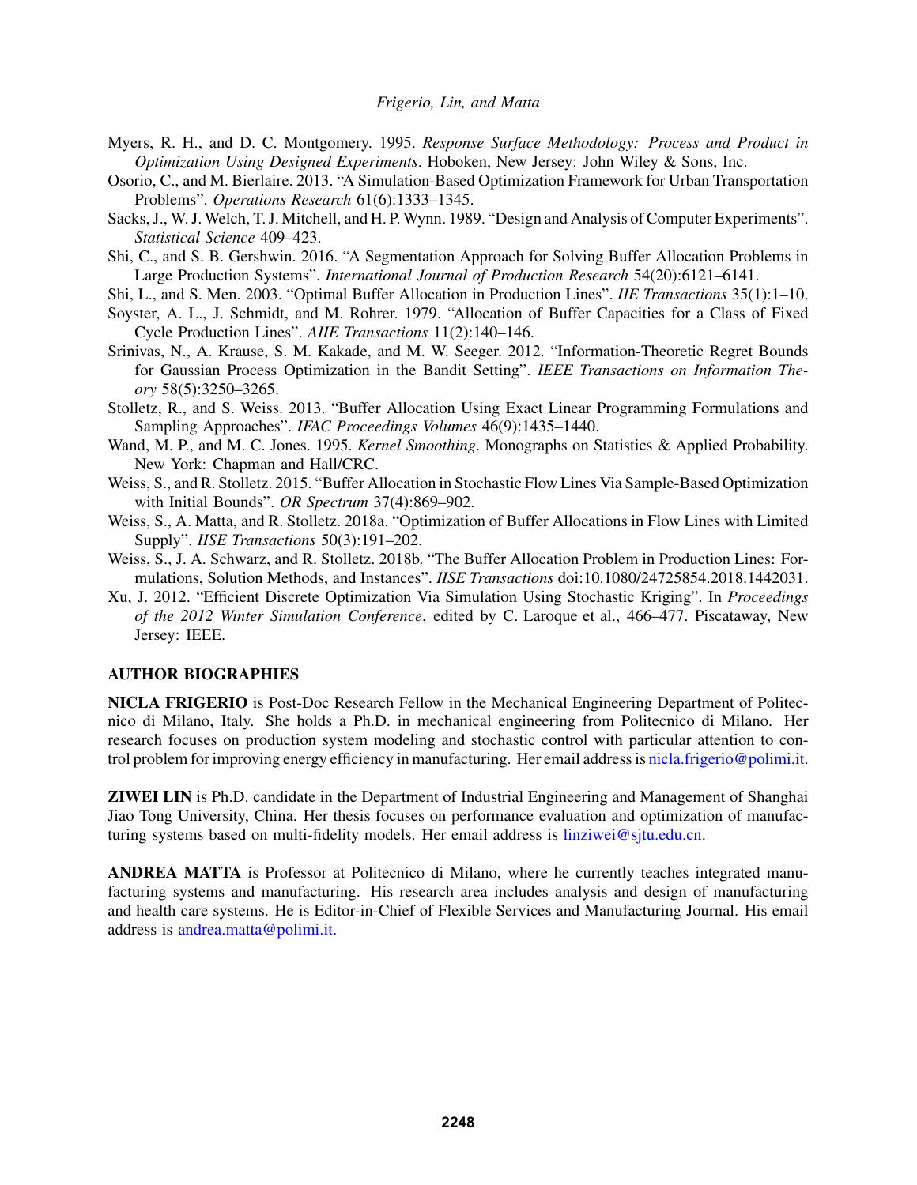Myers, R. H., and D. C. Montgomery. 1995. *Response Surface Methodology: Process and Product in Optimization Using Designed Experiments*. Hoboken, New Jersey: John Wiley & Sons, Inc.

Osorio, C., and M. Bierlaire. 2013. "A Simulation-Based Optimization Framework for Urban Transportation Problems". *Operations Research* 61(6):1333–1345.

Sacks, J., W. J. Welch, T. J. Mitchell, and H. P. Wynn. 1989. "Design and Analysis of Computer Experiments". *Statistical Science* 409–423.

Shi, C., and S. B. Gershwin. 2016. "A Segmentation Approach for Solving Buffer Allocation Problems in Large Production Systems". *International Journal of Production Research* 54(20):6121–6141.

Shi, L., and S. Men. 2003. "Optimal Buffer Allocation in Production Lines". *IIE Transactions* 35(1):1–10.

Soyster, A. L., J. Schmidt, and M. Rohrer. 1979. "Allocation of Buffer Capacities for a Class of Fixed Cycle Production Lines". *AIIE Transactions* 11(2):140–146.

Srinivas, N., A. Krause, S. M. Kakade, and M. W. Seeger. 2012. "Information-Theoretic Regret Bounds for Gaussian Process Optimization in the Bandit Setting". *IEEE Transactions on Information Theory* 58(5):3250–3265.

Stolletz, R., and S. Weiss. 2013. "Buffer Allocation Using Exact Linear Programming Formulations and Sampling Approaches". *IFAC Proceedings Volumes* 46(9):1435–1440.

Wand, M. P., and M. C. Jones. 1995. *Kernel Smoothing*. Monographs on Statistics & Applied Probability. New York: Chapman and Hall/CRC.

Weiss, S., and R. Stolletz. 2015. "Buffer Allocation in Stochastic Flow Lines Via Sample-Based Optimization with Initial Bounds". *OR Spectrum* 37(4):869–902.

Weiss, S., A. Matta, and R. Stolletz. 2018a. "Optimization of Buffer Allocations in Flow Lines with Limited Supply". *IISE Transactions* 50(3):191–202.

Weiss, S., J. A. Schwarz, and R. Stolletz. 2018b. "The Buffer Allocation Problem in Production Lines: Formulations, Solution Methods, and Instances". *IISE Transactions* doi:10.1080/24725854.2018.1442031.

Xu, J. 2012. "Efficient Discrete Optimization Via Simulation Using Stochastic Kriging". In *Proceedings of the 2012 Winter Simulation Conference*, edited by C. Laroque et al., 466–477. Piscataway, New Jersey: IEEE.

## AUTHOR BIOGRAPHIES

**NICLA FRIGERIO** is Post-Doc Research Fellow in the Mechanical Engineering Department of Politecnico di Milano, Italy. She holds a Ph.D. in mechanical engineering from Politecnico di Milano. Her research focuses on production system modeling and stochastic control with particular attention to control problem for improving energy efficiency in manufacturing. Her email address is nicla.frigerio@polimi.it.

**ZIWEI LIN** is Ph.D. candidate in the Department of Industrial Engineering and Management of Shanghai Jiao Tong University, China. Her thesis focuses on performance evaluation and optimization of manufacturing systems based on multi-fidelity models. Her email address is linziwei@sjtu.edu.cn.

**ANDREA MATTA** is Professor at Politecnico di Milano, where he currently teaches integrated manufacturing systems and manufacturing. His research area includes analysis and design of manufacturing and health care systems. He is Editor-in-Chief of Flexible Services and Manufacturing Journal. His email address is andrea.matta@polimi.it.